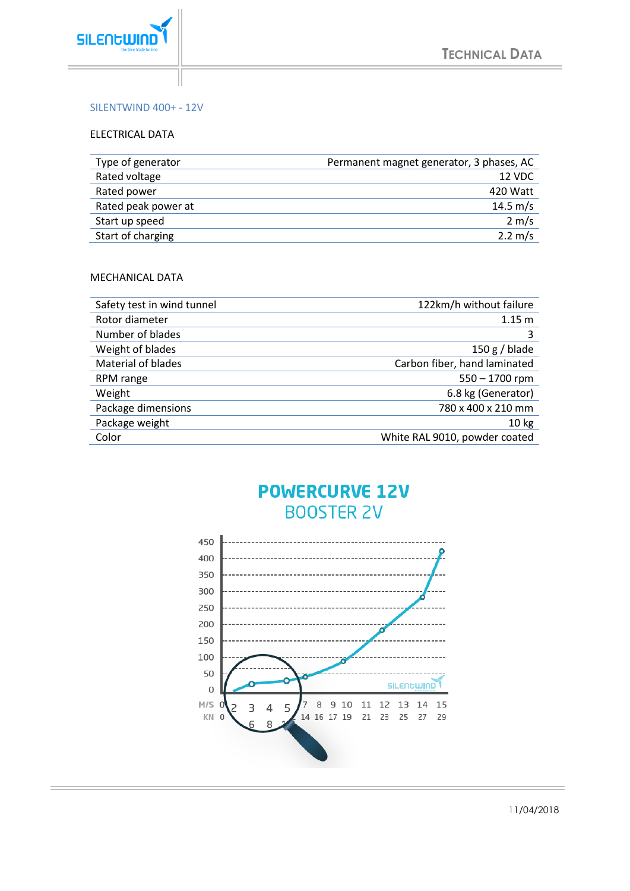# SILENTWIND 400+ - 12V

## ELECTRICAL DATA

| | |
|---|---:|
| Type of generator | Permanent magnet generator, 3 phases, AC |
| Rated voltage | 12 VDC |
| Rated power | 420 Watt |
| Rated peak power at | 14.5 m/s |
| Start up speed | 2 m/s |
| Start of charging | 2.2 m/s |

## MECHANICAL DATA

| | |
|---|---:|
| Safety test in wind tunnel | 122km/h without failure |
| Rotor diameter | 1.15 m |
| Number of blades | 3 |
| Weight of blades | 150 g / blade |
| Material of blades | Carbon fiber, hand laminated |
| RPM range | 550 – 1700 rpm |
| Weight | 6.8 kg (Generator) |
| Package dimensions | 780 x 400 x 210 mm |
| Package weight | 10 kg |
| Color | White RAL 9010, powder coated |

## POWERCURVE 12V
### BOOSTER 2V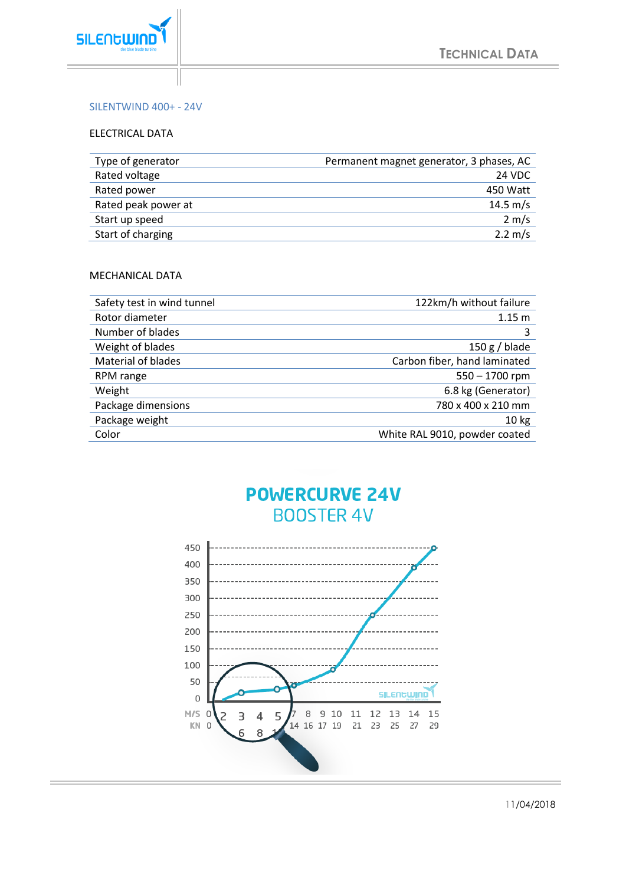# TECHNICAL DATA

## SILENTWIND 400+ - 24V

### ELECTRICAL DATA

| | |
|---|---:|
| Type of generator | Permanent magnet generator, 3 phases, AC |
| Rated voltage | 24 VDC |
| Rated power | 450 Watt |
| Rated peak power at | 14.5 m/s |
| Start up speed | 2 m/s |
| Start of charging | 2.2 m/s |

### MECHANICAL DATA

| | |
|---|---:|
| Safety test in wind tunnel | 122km/h without failure |
| Rotor diameter | 1.15 m |
| Number of blades | 3 |
| Weight of blades | 150 g / blade |
| Material of blades | Carbon fiber, hand laminated |
| RPM range | 550 – 1700 rpm |
| Weight | 6.8 kg (Generator) |
| Package dimensions | 780 x 400 x 210 mm |
| Package weight | 10 kg |
| Color | White RAL 9010, powder coated |

## POWERCURVE 24V
BOOSTER 4V

11/04/2018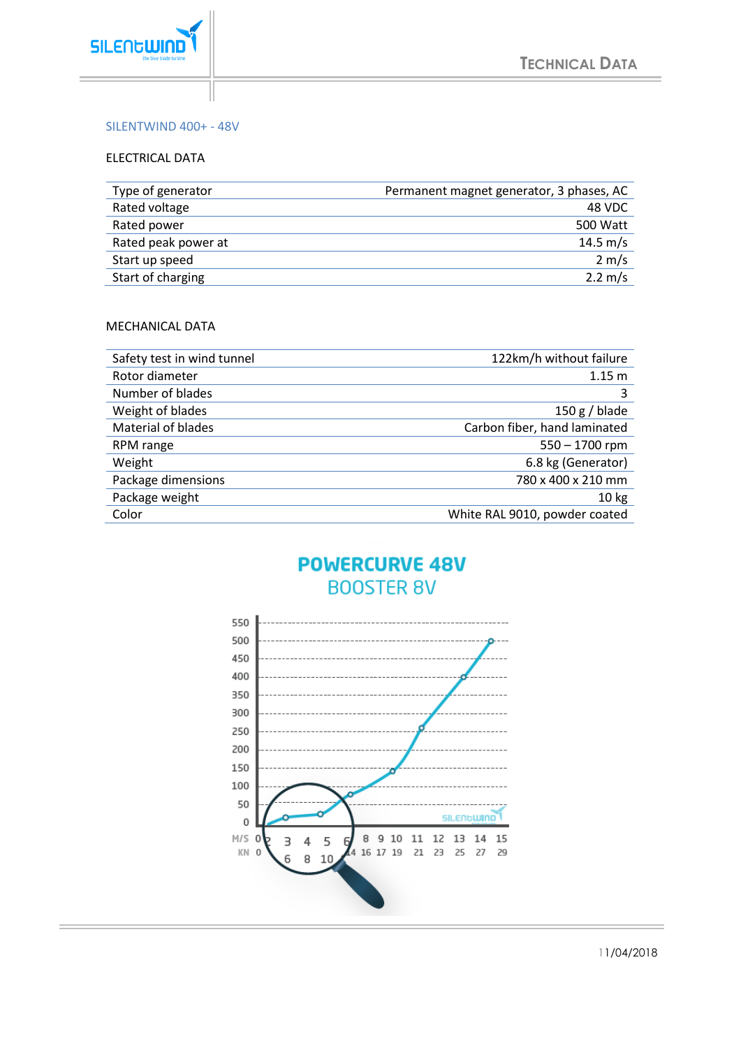# SILENTWIND 400+ - 48V

## ELECTRICAL DATA

| | |
|---|---|
| Type of generator | Permanent magnet generator, 3 phases, AC |
| Rated voltage | 48 VDC |
| Rated power | 500 Watt |
| Rated peak power at | 14.5 m/s |
| Start up speed | 2 m/s |
| Start of charging | 2.2 m/s |

## MECHANICAL DATA

| | |
|---|---|
| Safety test in wind tunnel | 122km/h without failure |
| Rotor diameter | 1.15 m |
| Number of blades | 3 |
| Weight of blades | 150 g / blade |
| Material of blades | Carbon fiber, hand laminated |
| RPM range | 550 – 1700 rpm |
| Weight | 6.8 kg (Generator) |
| Package dimensions | 780 x 400 x 210 mm |
| Package weight | 10 kg |
| Color | White RAL 9010, powder coated |

**POWERCURVE 48V**
BOOSTER 8V

550
500
450
400
350
300
250
200
150
100
50
0

M/S 0 2 3 4 5 6 8 9 10 11 12 13 14 15
KN 0 6 8 10 14 16 17 19 21 23 25 27 29

SILENTWIND

11/04/2018